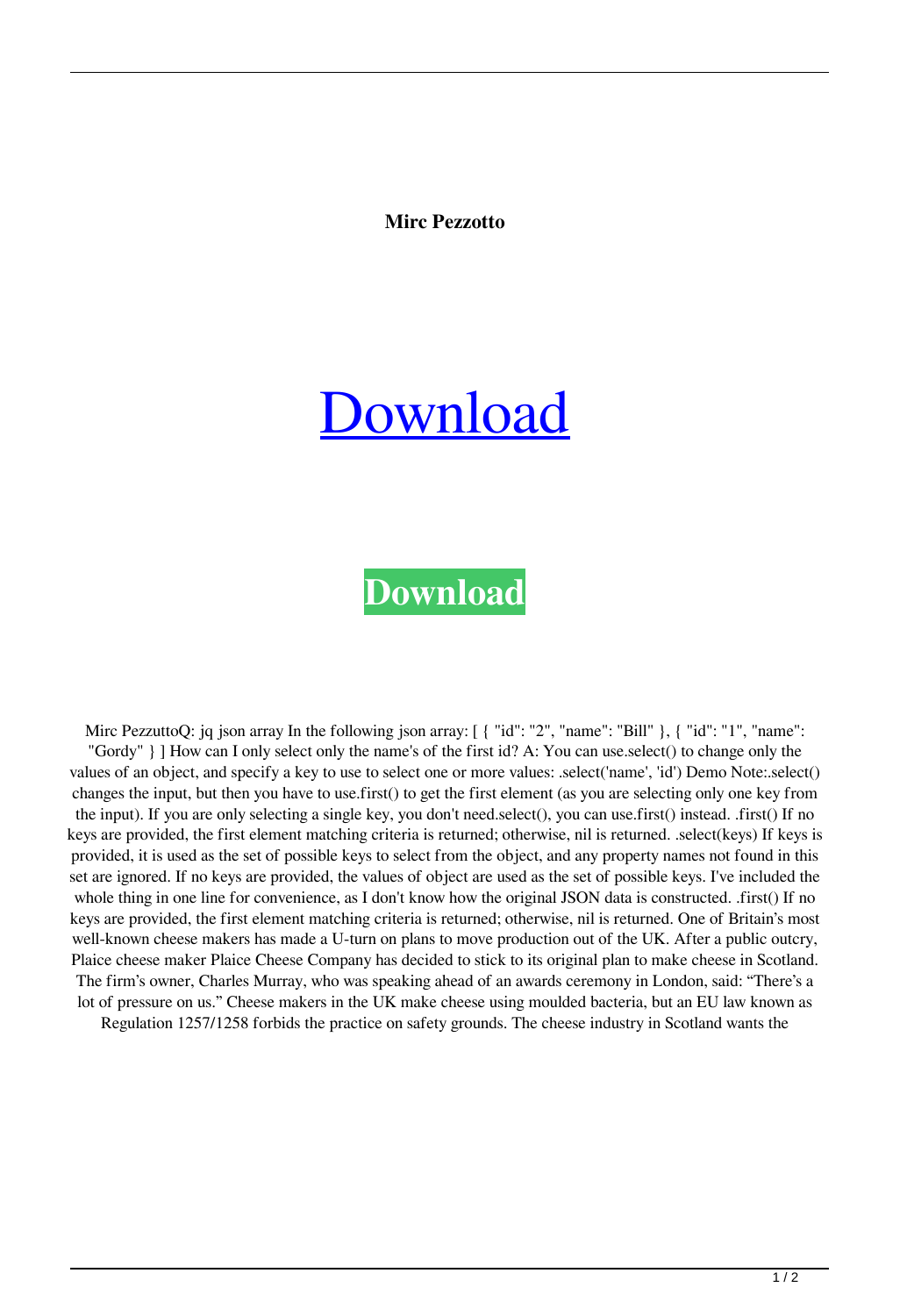**Mirc Pezzotto**

# [Download](#)

## **Download**

Mirc PezzuttoQ: jq json array In the following json array: [ { "id": "2", "name": "Bill" }, { "id": "1", "name": "Gordy" } ] How can I only select only the name's of the first id? A: You can use.select() to change only the values of an object, and specify a key to use to select one or more values: .select('name', 'id') Demo Note:.select() changes the input, but then you have to use.first() to get the first element (as you are selecting only one key from the input). If you are only selecting a single key, you don't need.select(), you can use.first() instead. .first() If no keys are provided, the first element matching criteria is returned; otherwise, nil is returned. .select(keys) If keys is provided, it is used as the set of possible keys to select from the object, and any property names not found in this set are ignored. If no keys are provided, the values of object are used as the set of possible keys. I've included the whole thing in one line for convenience, as I don't know how the original JSON data is constructed. .first() If no keys are provided, the first element matching criteria is returned; otherwise, nil is returned. One of Britain's most well-known cheese makers has made a U-turn on plans to move production out of the UK. After a public outcry, Plaice cheese maker Plaice Cheese Company has decided to stick to its original plan to make cheese in Scotland. The firm's owner, Charles Murray, who was speaking ahead of an awards ceremony in London, said: "There's a lot of pressure on us." Cheese makers in the UK make cheese using moulded bacteria, but an EU law known as Regulation 1257/1258 forbids the practice on safety grounds. The cheese industry in Scotland wants the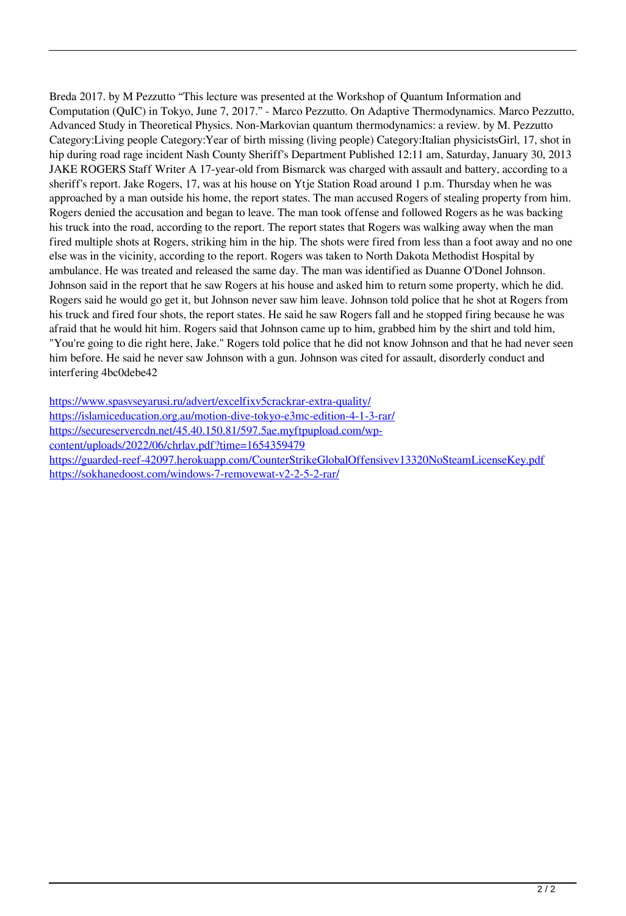Breda 2017. by M Pezzutto “This lecture was presented at the Workshop of Quantum Information and Computation (QuIC) in Tokyo, June 7, 2017.” - Marco Pezzutto. On Adaptive Thermodynamics. Marco Pezzutto, Advanced Study in Theoretical Physics. Non-Markovian quantum thermodynamics: a review. by M. Pezzutto Category:Living people Category:Year of birth missing (living people) Category:Italian physicistsGirl, 17, shot in hip during road rage incident Nash County Sheriff's Department Published 12:11 am, Saturday, January 30, 2013 JAKE ROGERS Staff Writer A 17-year-old from Bismarck was charged with assault and battery, according to a sheriff's report. Jake Rogers, 17, was at his house on Ytje Station Road around 1 p.m. Thursday when he was approached by a man outside his home, the report states. The man accused Rogers of stealing property from him. Rogers denied the accusation and began to leave. The man took offense and followed Rogers as he was backing his truck into the road, according to the report. The report states that Rogers was walking away when the man fired multiple shots at Rogers, striking him in the hip. The shots were fired from less than a foot away and no one else was in the vicinity, according to the report. Rogers was taken to North Dakota Methodist Hospital by ambulance. He was treated and released the same day. The man was identified as Duanne O'Donel Johnson. Johnson said in the report that he saw Rogers at his house and asked him to return some property, which he did. Rogers said he would go get it, but Johnson never saw him leave. Johnson told police that he shot at Rogers from his truck and fired four shots, the report states. He said he saw Rogers fall and he stopped firing because he was afraid that he would hit him. Rogers said that Johnson came up to him, grabbed him by the shirt and told him, "You're going to die right here, Jake." Rogers told police that he did not know Johnson and that he had never seen him before. He said he never saw Johnson with a gun. Johnson was cited for assault, disorderly conduct and interfering 4bc0debe42

https://www.spasvseyarusi.ru/advert/excelfixv5crackrar-extra-quality/
https://islamiceducation.org.au/motion-dive-tokyo-e3mc-edition-4-1-3-rar/
https://secureservercdn.net/45.40.150.81/597.5ae.myftpupload.com/wp-content/uploads/2022/06/chrlav.pdf?time=1654359479
https://guarded-reef-42097.herokuapp.com/CounterStrikeGlobalOffensivev13320NoSteamLicenseKey.pdf
https://sokhanedoost.com/windows-7-removewat-v2-2-5-2-rar/